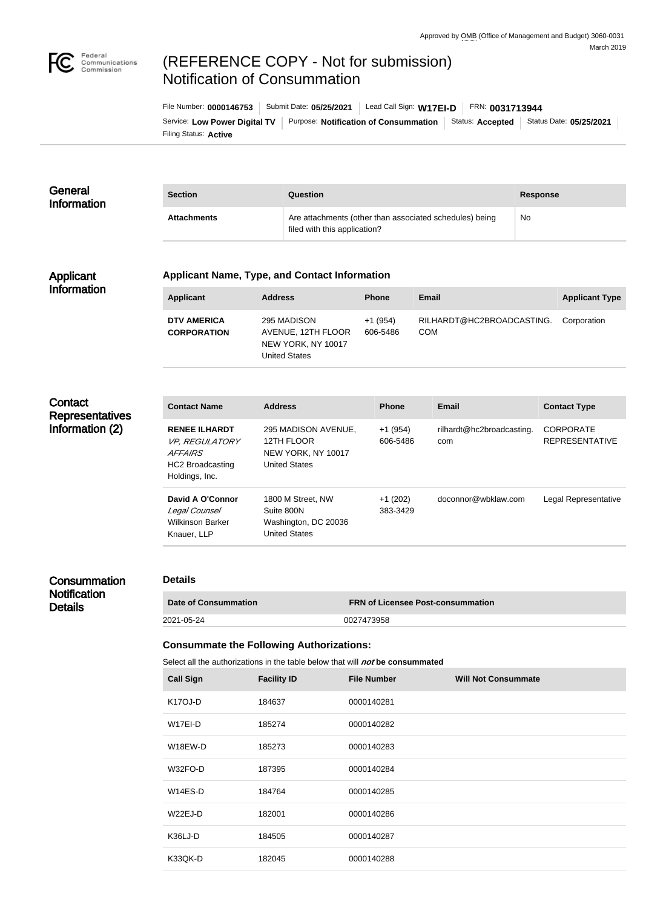Approved by OMB (Office of Management and Budget) 3060-0031
March 2019

# (REFERENCE COPY - Not for submission) Notification of Consummation

File Number: **0000146753** | Submit Date: **05/25/2021** | Lead Call Sign: **W17EI-D** | FRN: **0031713944**
Service: **Low Power Digital TV** | Purpose: **Notification of Consummation** | Status: **Accepted** | Status Date: **05/25/2021**
Filing Status: **Active**

## General Information

| Section | Question | Response |
| --- | --- | --- |
| **Attachments** | Are attachments (other than associated schedules) being filed with this application? | No |

## Applicant Information

### Applicant Name, Type, and Contact Information

| Applicant | Address | Phone | Email | Applicant Type |
| --- | --- | --- | --- | --- |
| **DTV AMERICA CORPORATION** | 295 MADISON AVENUE, 12TH FLOOR NEW YORK, NY 10017 United States | +1 (954) 606-5486 | RILHARDT@HC2BROADCASTING.COM | Corporation |

## Contact Representatives Information (2)

| Contact Name | Address | Phone | Email | Contact Type |
| --- | --- | --- | --- | --- |
| **RENEE ILHARDT** *VP, REGULATORY AFFAIRS* HC2 Broadcasting Holdings, Inc. | 295 MADISON AVENUE, 12TH FLOOR NEW YORK, NY 10017 United States | +1 (954) 606-5486 | rilhardt@hc2broadcasting.com | CORPORATE REPRESENTATIVE |
| **David A O'Connor** *Legal Counsel* Wilkinson Barker Knauer, LLP | 1800 M Street, NW Suite 800N Washington, DC 20036 United States | +1 (202) 383-3429 | doconnor@wbklaw.com | Legal Representative |

## Consummation Notification Details

### Details

| Date of Consummation | FRN of Licensee Post-consummation |
| --- | --- |
| 2021-05-24 | 0027473958 |

### Consummate the Following Authorizations:

Select all the authorizations in the table below that will ***not*** **be consummated**

| Call Sign | Facility ID | File Number | Will Not Consummate |
| --- | --- | --- | --- |
| K17OJ-D | 184637 | 0000140281 | |
| W17EI-D | 185274 | 0000140282 | |
| W18EW-D | 185273 | 0000140283 | |
| W32FO-D | 187395 | 0000140284 | |
| W14ES-D | 184764 | 0000140285 | |
| W22EJ-D | 182001 | 0000140286 | |
| K36LJ-D | 184505 | 0000140287 | |
| K33QK-D | 182045 | 0000140288 | |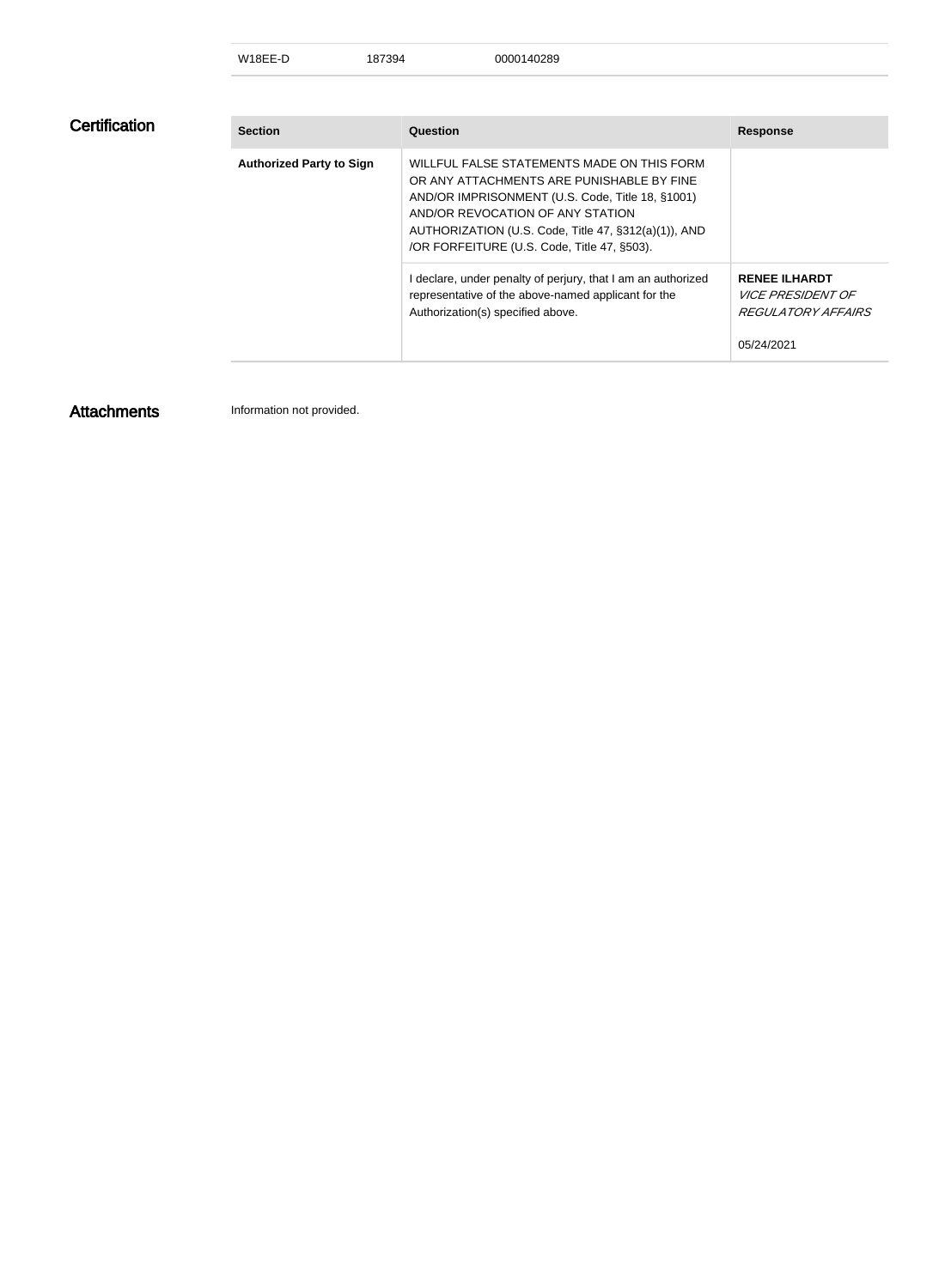| | | |
|---|---|---|
| W18EE-D | 187394 | 0000140289 |

## Certification

| Section | Question | Response |
|---|---|---|
| **Authorized Party to Sign** | WILLFUL FALSE STATEMENTS MADE ON THIS FORM OR ANY ATTACHMENTS ARE PUNISHABLE BY FINE AND/OR IMPRISONMENT (U.S. Code, Title 18, §1001) AND/OR REVOCATION OF ANY STATION AUTHORIZATION (U.S. Code, Title 47, §312(a)(1)), AND /OR FORFEITURE (U.S. Code, Title 47, §503). | |
| | I declare, under penalty of perjury, that I am an authorized representative of the above-named applicant for the Authorization(s) specified above. | **RENEE ILHARDT** *VICE PRESIDENT OF REGULATORY AFFAIRS* 05/24/2021 |

## Attachments

Information not provided.